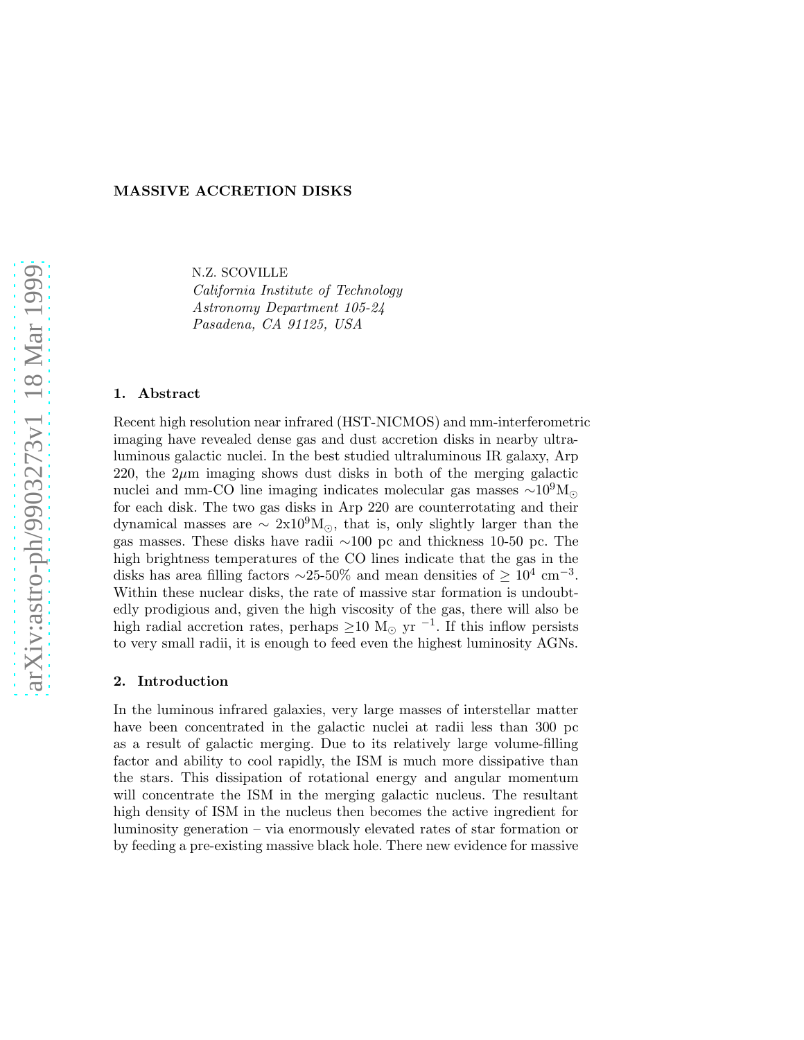# MASSIVE ACCRETION DISKS

N.Z. SCOVILLE
*California Institute of Technology*
*Astronomy Department 105-24*
*Pasadena, CA 91125, USA*

## 1. Abstract

Recent high resolution near infrared (HST-NICMOS) and mm-interferometric imaging have revealed dense gas and dust accretion disks in nearby ultraluminous galactic nuclei. In the best studied ultraluminous IR galaxy, Arp 220, the $2\mu$m imaging shows dust disks in both of the merging galactic nuclei and mm-CO line imaging indicates molecular gas masses $\sim 10^9 M_\odot$ for each disk. The two gas disks in Arp 220 are counterrotating and their dynamical masses are $\sim 2 \times 10^9 M_\odot$, that is, only slightly larger than the gas masses. These disks have radii $\sim$100 pc and thickness 10-50 pc. The high brightness temperatures of the CO lines indicate that the gas in the disks has area filling factors $\sim$25-50% and mean densities of $\geq 10^4$ cm$^{-3}$. Within these nuclear disks, the rate of massive star formation is undoubtedly prodigious and, given the high viscosity of the gas, there will also be high radial accretion rates, perhaps $\geq$10 $M_\odot$ yr $^{-1}$. If this inflow persists to very small radii, it is enough to feed even the highest luminosity AGNs.

## 2. Introduction

In the luminous infrared galaxies, very large masses of interstellar matter have been concentrated in the galactic nuclei at radii less than 300 pc as a result of galactic merging. Due to its relatively large volume-filling factor and ability to cool rapidly, the ISM is much more dissipative than the stars. This dissipation of rotational energy and angular momentum will concentrate the ISM in the merging galactic nucleus. The resultant high density of ISM in the nucleus then becomes the active ingredient for luminosity generation – via enormously elevated rates of star formation or by feeding a pre-existing massive black hole. There new evidence for massive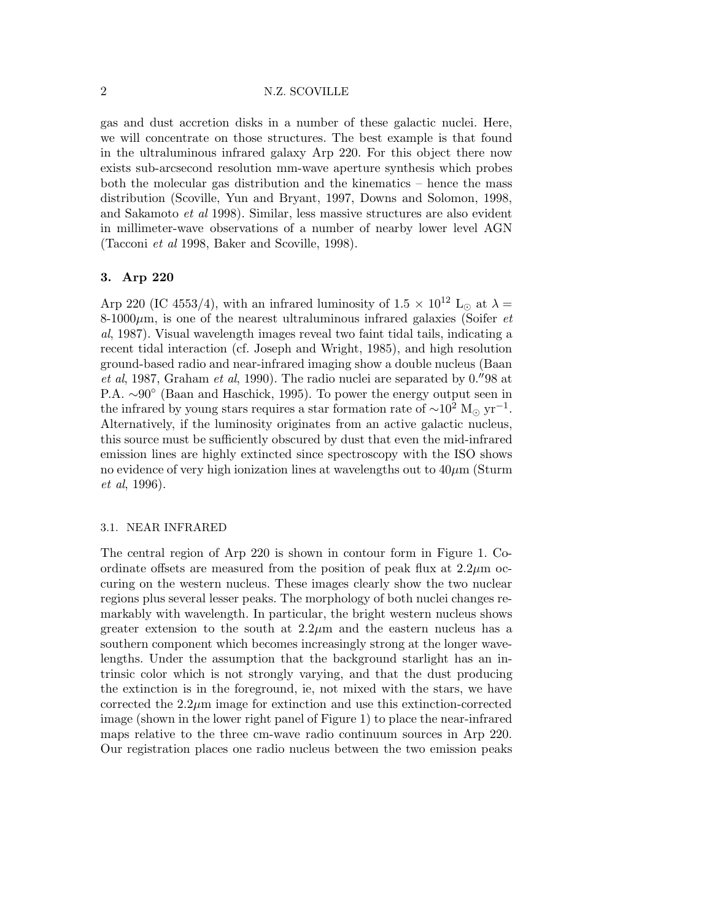gas and dust accretion disks in a number of these galactic nuclei. Here, we will concentrate on those structures. The best example is that found in the ultraluminous infrared galaxy Arp 220. For this object there now exists sub-arcsecond resolution mm-wave aperture synthesis which probes both the molecular gas distribution and the kinematics – hence the mass distribution (Scoville, Yun and Bryant, 1997, Downs and Solomon, 1998, and Sakamoto *et al* 1998). Similar, less massive structures are also evident in millimeter-wave observations of a number of nearby lower level AGN (Tacconi *et al* 1998, Baker and Scoville, 1998).

## 3. Arp 220

Arp 220 (IC 4553/4), with an infrared luminosity of $1.5 \times 10^{12}$ $L_\odot$ at $\lambda =$ 8-1000$\mu$m, is one of the nearest ultraluminous infrared galaxies (Soifer *et al*, 1987). Visual wavelength images reveal two faint tidal tails, indicating a recent tidal interaction (cf. Joseph and Wright, 1985), and high resolution ground-based radio and near-infrared imaging show a double nucleus (Baan *et al*, 1987, Graham *et al*, 1990). The radio nuclei are separated by $0.''98$ at P.A. $\sim 90^\circ$ (Baan and Haschick, 1995). To power the energy output seen in the infrared by young stars requires a star formation rate of $\sim 10^2$ $M_\odot$ $yr^{-1}$. Alternatively, if the luminosity originates from an active galactic nucleus, this source must be sufficiently obscured by dust that even the mid-infrared emission lines are highly extincted since spectroscopy with the ISO shows no evidence of very high ionization lines at wavelengths out to 40$\mu$m (Sturm *et al*, 1996).

### 3.1. NEAR INFRARED

The central region of Arp 220 is shown in contour form in Figure 1. Coordinate offsets are measured from the position of peak flux at 2.2$\mu$m occuring on the western nucleus. These images clearly show the two nuclear regions plus several lesser peaks. The morphology of both nuclei changes remarkably with wavelength. In particular, the bright western nucleus shows greater extension to the south at 2.2$\mu$m and the eastern nucleus has a southern component which becomes increasingly strong at the longer wavelengths. Under the assumption that the background starlight has an intrinsic color which is not strongly varying, and that the dust producing the extinction is in the foreground, ie, not mixed with the stars, we have corrected the 2.2$\mu$m image for extinction and use this extinction-corrected image (shown in the lower right panel of Figure 1) to place the near-infrared maps relative to the three cm-wave radio continuum sources in Arp 220. Our registration places one radio nucleus between the two emission peaks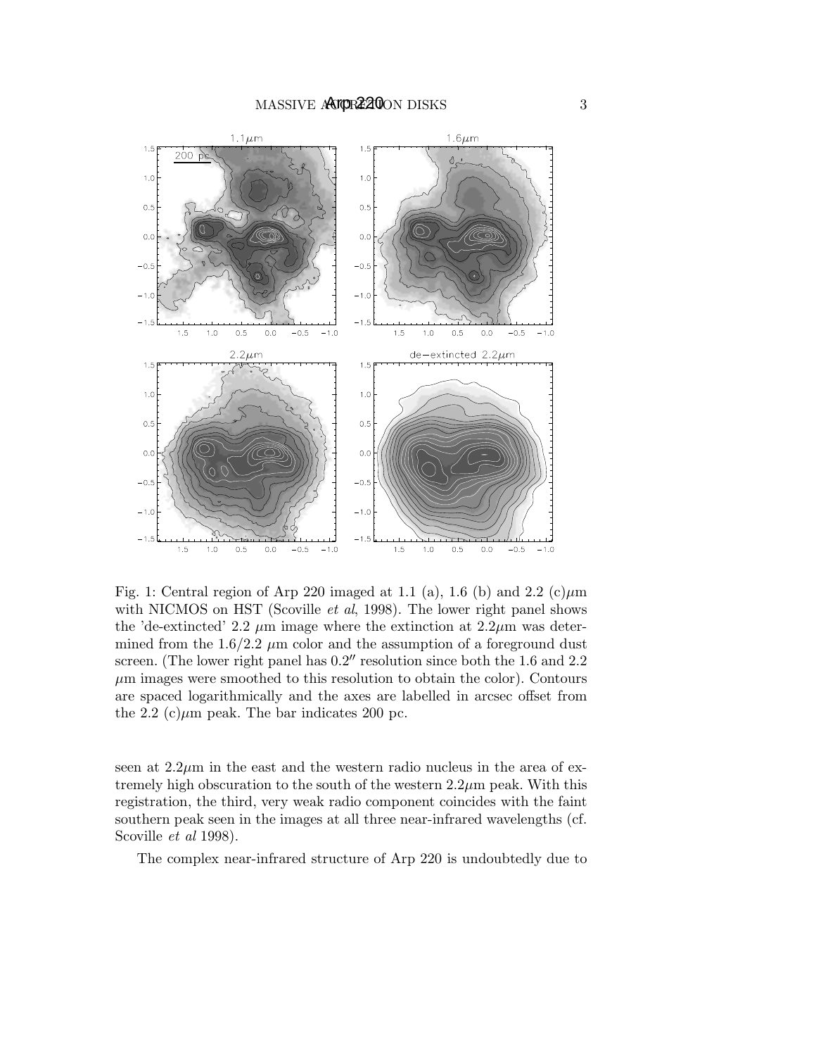Fig. 1: Central region of Arp 220 imaged at 1.1 (a), 1.6 (b) and 2.2 (c)$\mu$m with NICMOS on HST (Scoville *et al*, 1998). The lower right panel shows the 'de-extincted' 2.2 $\mu$m image where the extinction at 2.2$\mu$m was determined from the 1.6/2.2 $\mu$m color and the assumption of a foreground dust screen. (The lower right panel has $0.2''$ resolution since both the 1.6 and 2.2 $\mu$m images were smoothed to this resolution to obtain the color). Contours are spaced logarithmically and the axes are labelled in arcsec offset from the 2.2 (c)$\mu$m peak. The bar indicates 200 pc.

seen at 2.2$\mu$m in the east and the western radio nucleus in the area of extremely high obscuration to the south of the western 2.2$\mu$m peak. With this registration, the third, very weak radio component coincides with the faint southern peak seen in the images at all three near-infrared wavelengths (cf. Scoville *et al* 1998).

The complex near-infrared structure of Arp 220 is undoubtedly due to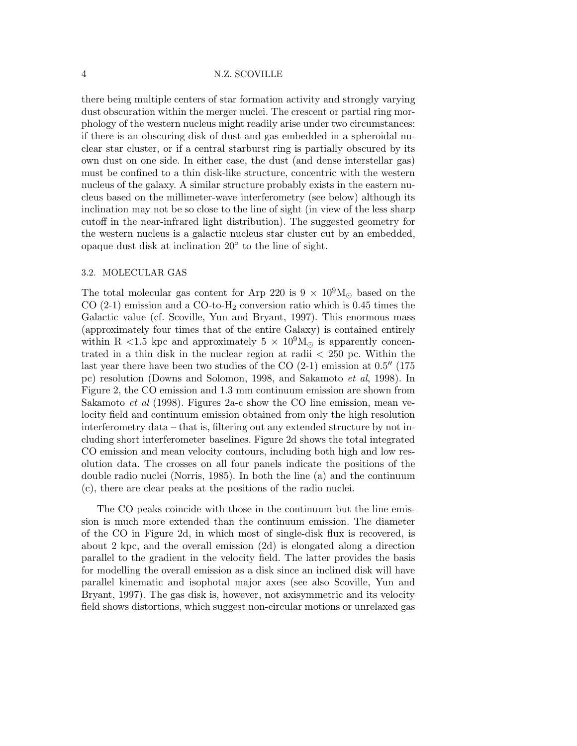there being multiple centers of star formation activity and strongly varying dust obscuration within the merger nuclei. The crescent or partial ring morphology of the western nucleus might readily arise under two circumstances: if there is an obscuring disk of dust and gas embedded in a spheroidal nuclear star cluster, or if a central starburst ring is partially obscured by its own dust on one side. In either case, the dust (and dense interstellar gas) must be confined to a thin disk-like structure, concentric with the western nucleus of the galaxy. A similar structure probably exists in the eastern nucleus based on the millimeter-wave interferometry (see below) although its inclination may not be so close to the line of sight (in view of the less sharp cutoff in the near-infrared light distribution). The suggested geometry for the western nucleus is a galactic nucleus star cluster cut by an embedded, opaque dust disk at inclination $20^{\circ}$ to the line of sight.

### 3.2. MOLECULAR GAS

The total molecular gas content for Arp 220 is $9 \times 10^{9} M_{\odot}$ based on the CO (2-1) emission and a CO-to-$H_2$ conversion ratio which is 0.45 times the Galactic value (cf. Scoville, Yun and Bryant, 1997). This enormous mass (approximately four times that of the entire Galaxy) is contained entirely within R <1.5 kpc and approximately $5 \times 10^{9} M_{\odot}$ is apparently concentrated in a thin disk in the nuclear region at radii < 250 pc. Within the last year there have been two studies of the CO (2-1) emission at $0.5''$ (175 pc) resolution (Downs and Solomon, 1998, and Sakamoto *et al*, 1998). In Figure 2, the CO emission and 1.3 mm continuum emission are shown from Sakamoto *et al* (1998). Figures 2a-c show the CO line emission, mean velocity field and continuum emission obtained from only the high resolution interferometry data – that is, filtering out any extended structure by not including short interferometer baselines. Figure 2d shows the total integrated CO emission and mean velocity contours, including both high and low resolution data. The crosses on all four panels indicate the positions of the double radio nuclei (Norris, 1985). In both the line (a) and the continuum (c), there are clear peaks at the positions of the radio nuclei.

The CO peaks coincide with those in the continuum but the line emission is much more extended than the continuum emission. The diameter of the CO in Figure 2d, in which most of single-disk flux is recovered, is about 2 kpc, and the overall emission (2d) is elongated along a direction parallel to the gradient in the velocity field. The latter provides the basis for modelling the overall emission as a disk since an inclined disk will have parallel kinematic and isophotal major axes (see also Scoville, Yun and Bryant, 1997). The gas disk is, however, not axisymmetric and its velocity field shows distortions, which suggest non-circular motions or unrelaxed gas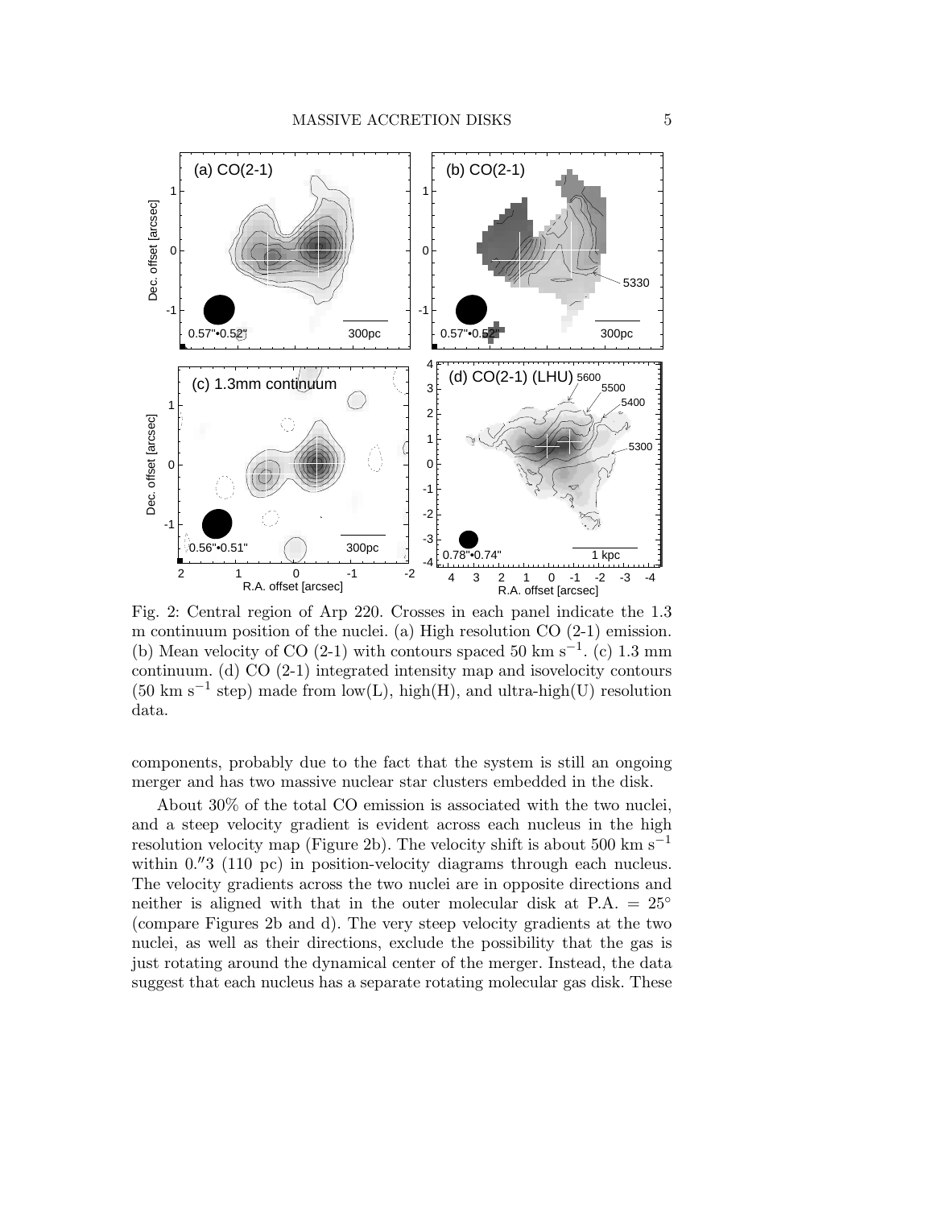Fig. 2: Central region of Arp 220. Crosses in each panel indicate the 1.3 m continuum position of the nuclei. (a) High resolution CO (2-1) emission. (b) Mean velocity of CO (2-1) with contours spaced 50 km s$^{-1}$. (c) 1.3 mm continuum. (d) CO (2-1) integrated intensity map and isovelocity contours (50 km s$^{-1}$ step) made from low(L), high(H), and ultra-high(U) resolution data.

components, probably due to the fact that the system is still an ongoing merger and has two massive nuclear star clusters embedded in the disk.

About 30% of the total CO emission is associated with the two nuclei, and a steep velocity gradient is evident across each nucleus in the high resolution velocity map (Figure 2b). The velocity shift is about 500 km s$^{-1}$ within 0.″3 (110 pc) in position-velocity diagrams through each nucleus. The velocity gradients across the two nuclei are in opposite directions and neither is aligned with that in the outer molecular disk at P.A. = 25° (compare Figures 2b and d). The very steep velocity gradients at the two nuclei, as well as their directions, exclude the possibility that the gas is just rotating around the dynamical center of the merger. Instead, the data suggest that each nucleus has a separate rotating molecular gas disk. These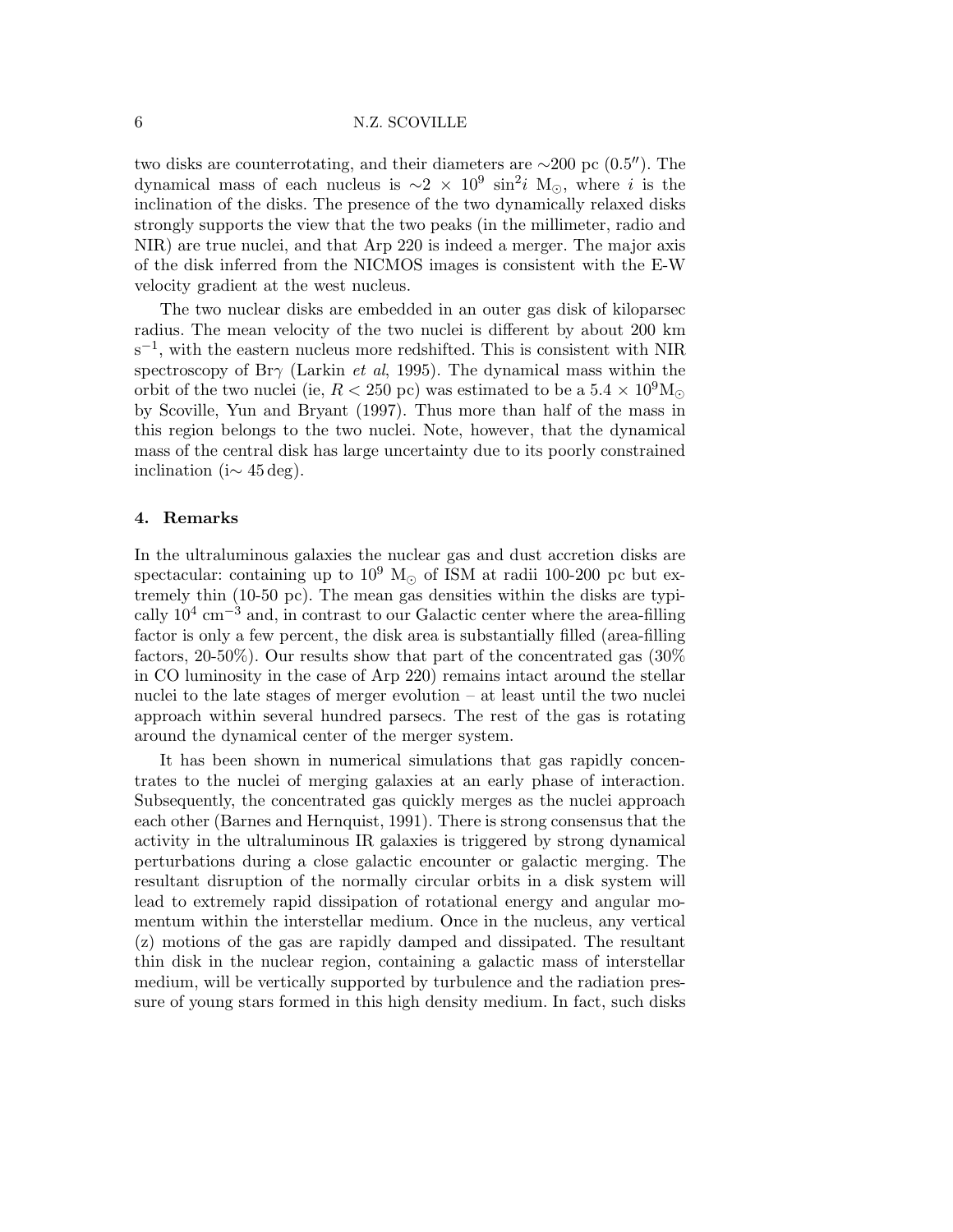two disks are counterrotating, and their diameters are ∼200 pc (0.5″). The dynamical mass of each nucleus is $\sim 2 \times 10^9 \sin^2 i$ M$_\odot$, where $i$ is the inclination of the disks. The presence of the two dynamically relaxed disks strongly supports the view that the two peaks (in the millimeter, radio and NIR) are true nuclei, and that Arp 220 is indeed a merger. The major axis of the disk inferred from the NICMOS images is consistent with the E-W velocity gradient at the west nucleus.

The two nuclear disks are embedded in an outer gas disk of kiloparsec radius. The mean velocity of the two nuclei is different by about 200 km s$^{-1}$, with the eastern nucleus more redshifted. This is consistent with NIR spectroscopy of Br$\gamma$ (Larkin *et al*, 1995). The dynamical mass within the orbit of the two nuclei (ie, $R < 250$ pc) was estimated to be a $5.4 \times 10^9$M$_\odot$ by Scoville, Yun and Bryant (1997). Thus more than half of the mass in this region belongs to the two nuclei. Note, however, that the dynamical mass of the central disk has large uncertainty due to its poorly constrained inclination (i∼ 45 deg).

## 4. Remarks

In the ultraluminous galaxies the nuclear gas and dust accretion disks are spectacular: containing up to $10^9$ M$_\odot$ of ISM at radii 100-200 pc but extremely thin (10-50 pc). The mean gas densities within the disks are typically $10^4$ cm$^{-3}$ and, in contrast to our Galactic center where the area-filling factor is only a few percent, the disk area is substantially filled (area-filling factors, 20-50%). Our results show that part of the concentrated gas (30% in CO luminosity in the case of Arp 220) remains intact around the stellar nuclei to the late stages of merger evolution – at least until the two nuclei approach within several hundred parsecs. The rest of the gas is rotating around the dynamical center of the merger system.

It has been shown in numerical simulations that gas rapidly concentrates to the nuclei of merging galaxies at an early phase of interaction. Subsequently, the concentrated gas quickly merges as the nuclei approach each other (Barnes and Hernquist, 1991). There is strong consensus that the activity in the ultraluminous IR galaxies is triggered by strong dynamical perturbations during a close galactic encounter or galactic merging. The resultant disruption of the normally circular orbits in a disk system will lead to extremely rapid dissipation of rotational energy and angular momentum within the interstellar medium. Once in the nucleus, any vertical (z) motions of the gas are rapidly damped and dissipated. The resultant thin disk in the nuclear region, containing a galactic mass of interstellar medium, will be vertically supported by turbulence and the radiation pressure of young stars formed in this high density medium. In fact, such disks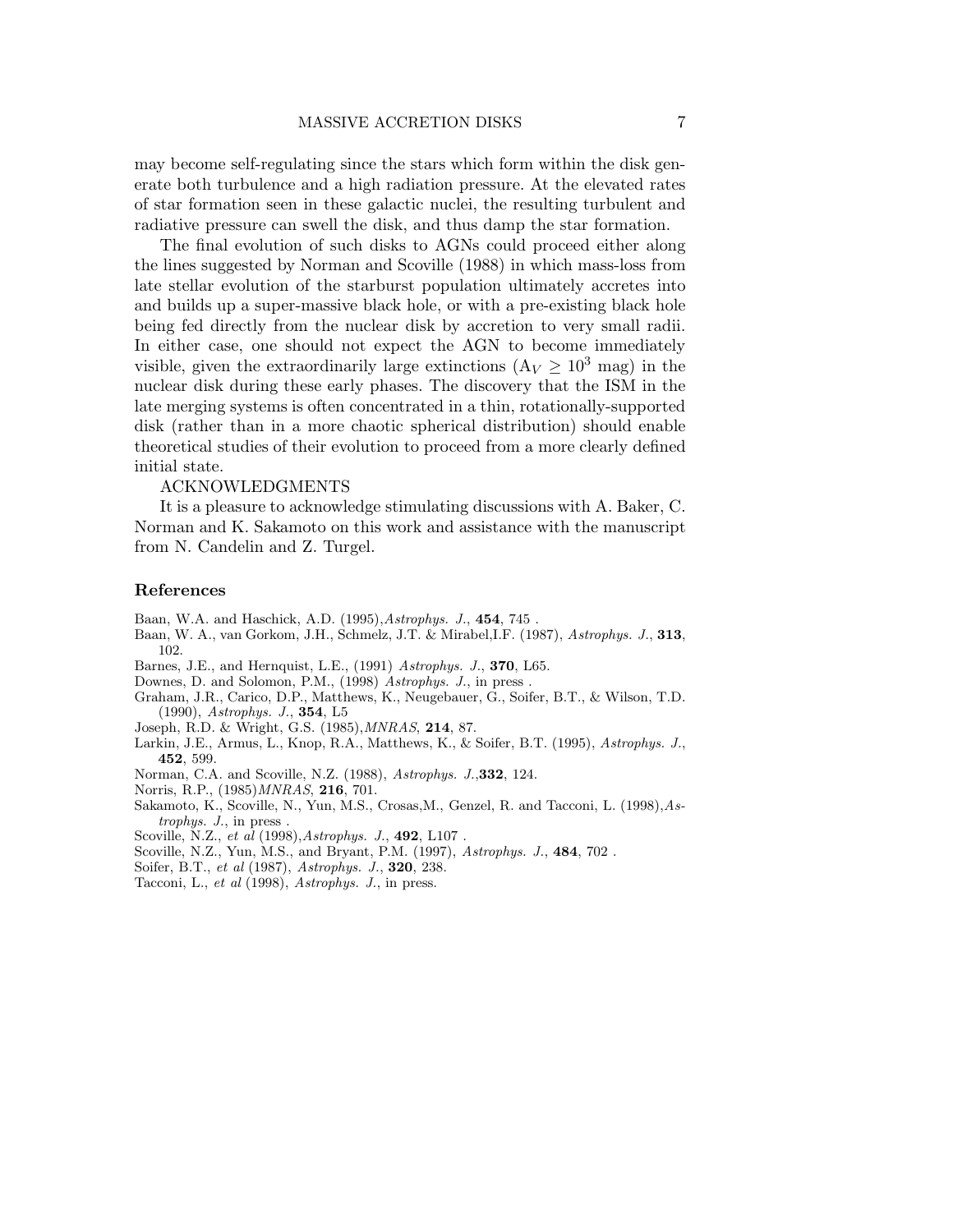may become self-regulating since the stars which form within the disk generate both turbulence and a high radiation pressure. At the elevated rates of star formation seen in these galactic nuclei, the resulting turbulent and radiative pressure can swell the disk, and thus damp the star formation.

The final evolution of such disks to AGNs could proceed either along the lines suggested by Norman and Scoville (1988) in which mass-loss from late stellar evolution of the starburst population ultimately accretes into and builds up a super-massive black hole, or with a pre-existing black hole being fed directly from the nuclear disk by accretion to very small radii. In either case, one should not expect the AGN to become immediately visible, given the extraordinarily large extinctions ($A_V \geq 10^3$ mag) in the nuclear disk during these early phases. The discovery that the ISM in the late merging systems is often concentrated in a thin, rotationally-supported disk (rather than in a more chaotic spherical distribution) should enable theoretical studies of their evolution to proceed from a more clearly defined initial state.

ACKNOWLEDGMENTS

It is a pleasure to acknowledge stimulating discussions with A. Baker, C. Norman and K. Sakamoto on this work and assistance with the manuscript from N. Candelin and Z. Turgel.

## References

Baan, W.A. and Haschick, A.D. (1995), *Astrophys. J.*, **454**, 745 .

Baan, W. A., van Gorkom, J.H., Schmelz, J.T. & Mirabel, I.F. (1987), *Astrophys. J.*, **313**, 102.

Barnes, J.E., and Hernquist, L.E., (1991) *Astrophys. J.*, **370**, L65.

Downes, D. and Solomon, P.M., (1998) *Astrophys. J.*, in press .

Graham, J.R., Carico, D.P., Matthews, K., Neugebauer, G., Soifer, B.T., & Wilson, T.D. (1990), *Astrophys. J.*, **354**, L5

Joseph, R.D. & Wright, G.S. (1985), *MNRAS*, **214**, 87.

Larkin, J.E., Armus, L., Knop, R.A., Matthews, K., & Soifer, B.T. (1995), *Astrophys. J.*, **452**, 599.

Norman, C.A. and Scoville, N.Z. (1988), *Astrophys. J.*, **332**, 124.

Norris, R.P., (1985) *MNRAS*, **216**, 701.

Sakamoto, K., Scoville, N., Yun, M.S., Crosas, M., Genzel, R. and Tacconi, L. (1998), *Astrophys. J.*, in press .

Scoville, N.Z., *et al* (1998), *Astrophys. J.*, **492**, L107 .

Scoville, N.Z., Yun, M.S., and Bryant, P.M. (1997), *Astrophys. J.*, **484**, 702 .

Soifer, B.T., *et al* (1987), *Astrophys. J.*, **320**, 238.

Tacconi, L., *et al* (1998), *Astrophys. J.*, in press.